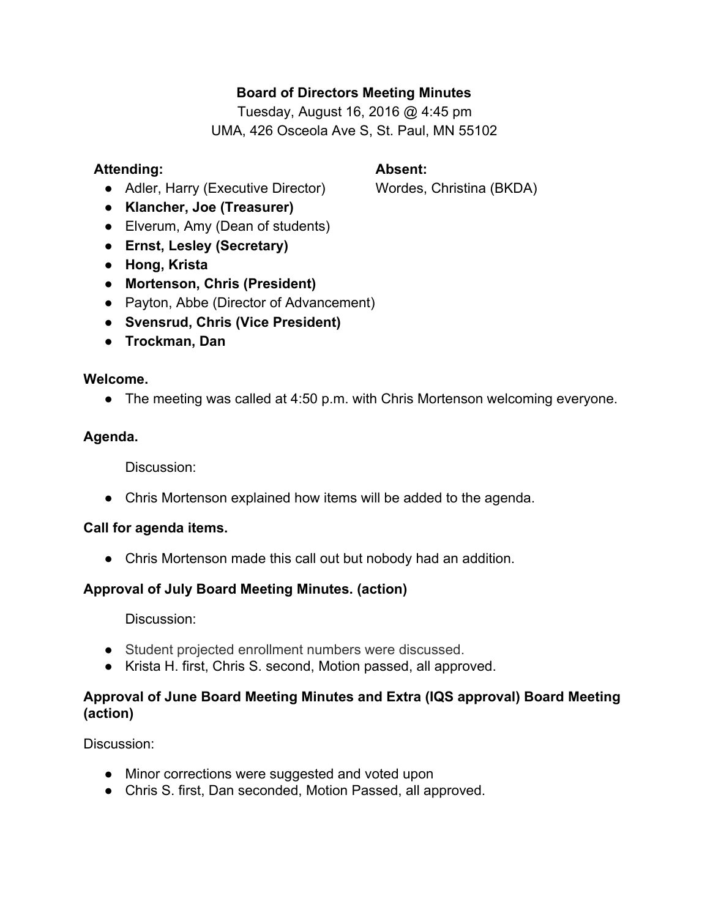# Board of Directors Meeting Minutes

Tuesday, August 16, 2016 @ 4:45 pm
UMA, 426 Osceola Ave S, St. Paul, MN 55102

**Attending:**

- Adler, Harry (Executive Director)
- **Klancher, Joe (Treasurer)**
- Elverum, Amy (Dean of students)
- **Ernst, Lesley (Secretary)**
- **Hong, Krista**
- **Mortenson, Chris (President)**
- Payton, Abbe (Director of Advancement)
- **Svensrud, Chris (Vice President)**
- **Trockman, Dan**

**Absent:**

Wordes, Christina (BKDA)

**Welcome.**

- The meeting was called at 4:50 p.m. with Chris Mortenson welcoming everyone.

**Agenda.**

Discussion:

- Chris Mortenson explained how items will be added to the agenda.

**Call for agenda items.**

- Chris Mortenson made this call out but nobody had an addition.

**Approval of July Board Meeting Minutes. (action)**

Discussion:

- Student projected enrollment numbers were discussed.
- Krista H. first, Chris S. second, Motion passed, all approved.

**Approval of June Board Meeting Minutes and Extra (IQS approval) Board Meeting (action)**

Discussion:

- Minor corrections were suggested and voted upon
- Chris S. first, Dan seconded, Motion Passed, all approved.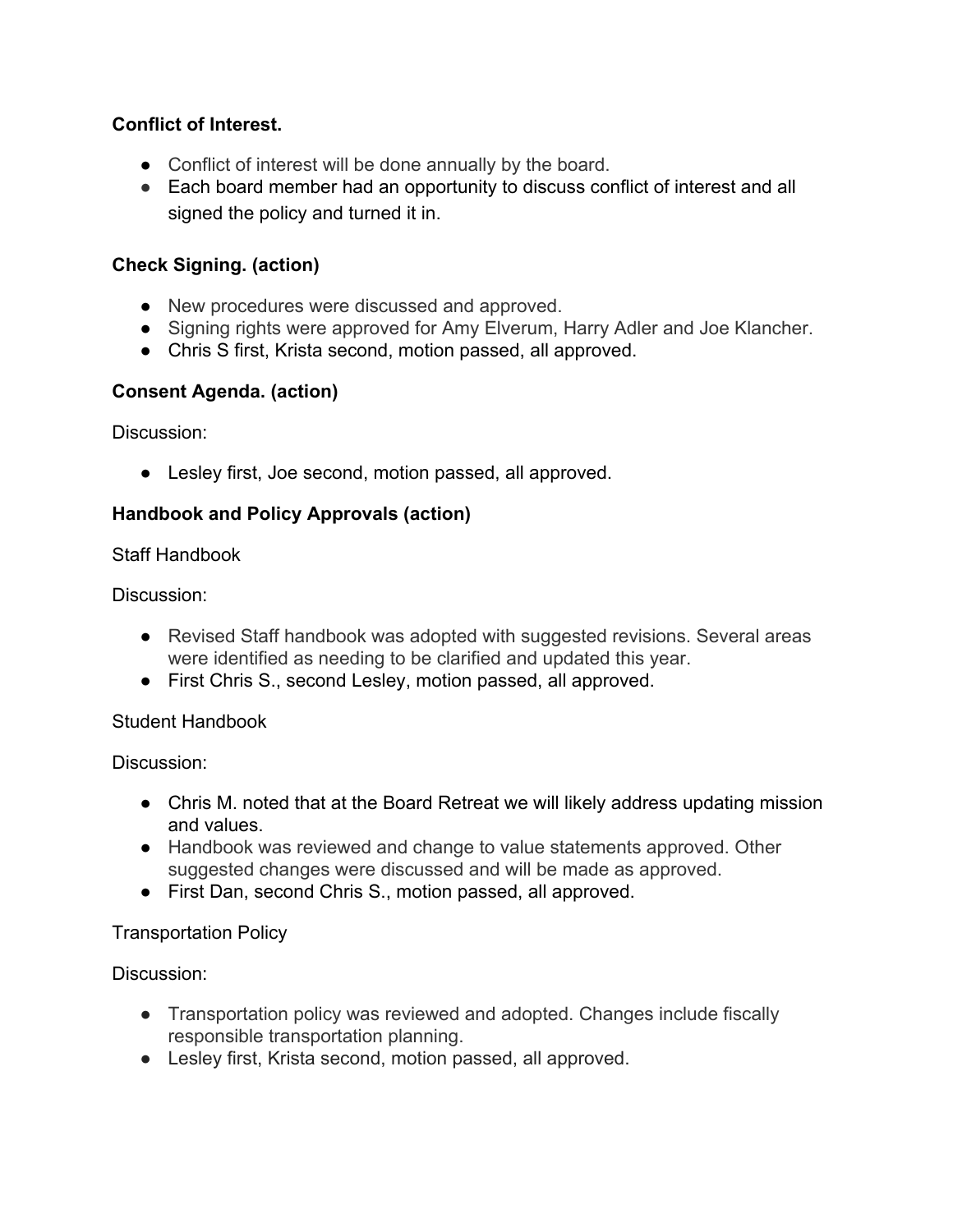**Conflict of Interest.**

- Conflict of interest will be done annually by the board.
- Each board member had an opportunity to discuss conflict of interest and all signed the policy and turned it in.

**Check Signing. (action)**

- New procedures were discussed and approved.
- Signing rights were approved for Amy Elverum, Harry Adler and Joe Klancher.
- Chris S first, Krista second, motion passed, all approved.

**Consent Agenda. (action)**

Discussion:

- Lesley first, Joe second, motion passed, all approved.

**Handbook and Policy Approvals (action)**

Staff Handbook

Discussion:

- Revised Staff handbook was adopted with suggested revisions. Several areas were identified as needing to be clarified and updated this year.
- First Chris S., second Lesley, motion passed, all approved.

Student Handbook

Discussion:

- Chris M. noted that at the Board Retreat we will likely address updating mission and values.
- Handbook was reviewed and change to value statements approved. Other suggested changes were discussed and will be made as approved.
- First Dan, second Chris S., motion passed, all approved.

Transportation Policy

Discussion:

- Transportation policy was reviewed and adopted. Changes include fiscally responsible transportation planning.
- Lesley first, Krista second, motion passed, all approved.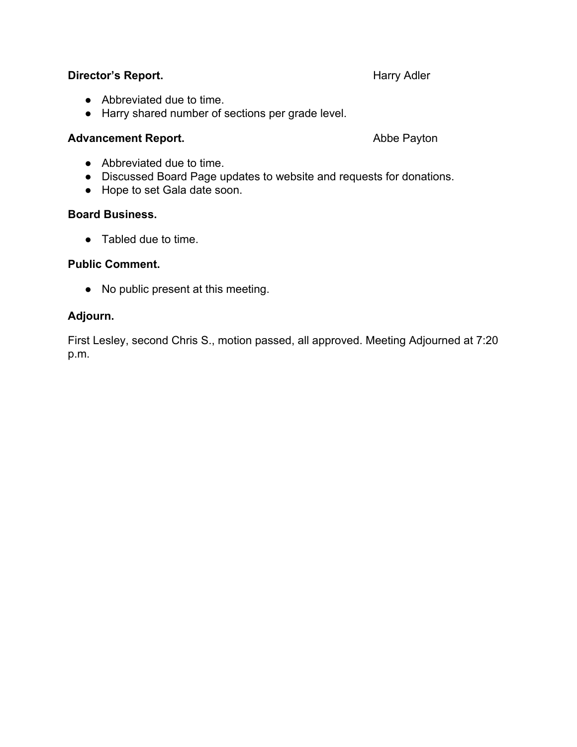**Director's Report.** Harry Adler

- Abbreviated due to time.
- Harry shared number of sections per grade level.

**Advancement Report.** Abbe Payton

- Abbreviated due to time.
- Discussed Board Page updates to website and requests for donations.
- Hope to set Gala date soon.

**Board Business.**

- Tabled due to time.

**Public Comment.**

- No public present at this meeting.

**Adjourn.**

First Lesley, second Chris S., motion passed, all approved. Meeting Adjourned at 7:20 p.m.